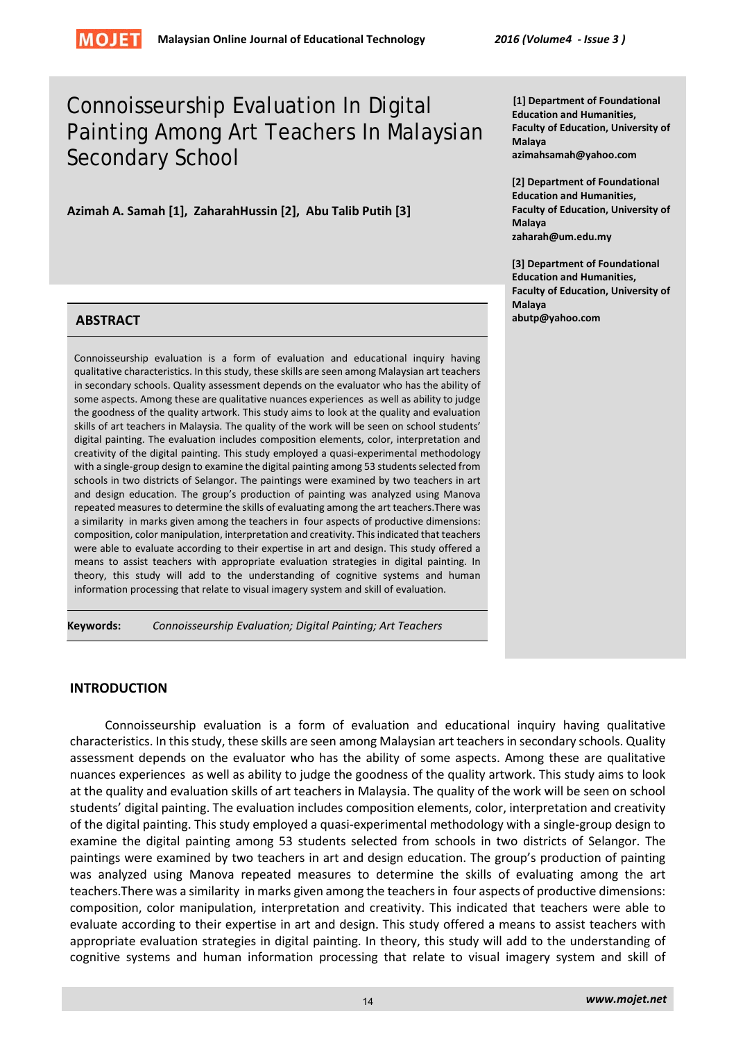# Connoisseurship Evaluation In Digital Painting Among Art Teachers In Malaysian Secondary School

**Azimah A. Samah [1], ZaharahHussin [2], Abu Talib Putih [3]**

**[1] Department of Foundational Education and Humanities, Faculty of Education, University of Malaya**
**azimahsamah@yahoo.com**

**[2] Department of Foundational Education and Humanities, Faculty of Education, University of Malaya**
**zaharah@um.edu.my**

**[3] Department of Foundational Education and Humanities, Faculty of Education, University of Malaya**
**abutp@yahoo.com**

## ABSTRACT

Connoisseurship evaluation is a form of evaluation and educational inquiry having qualitative characteristics. In this study, these skills are seen among Malaysian art teachers in secondary schools. Quality assessment depends on the evaluator who has the ability of some aspects. Among these are qualitative nuances experiences as well as ability to judge the goodness of the quality artwork. This study aims to look at the quality and evaluation skills of art teachers in Malaysia. The quality of the work will be seen on school students' digital painting. The evaluation includes composition elements, color, interpretation and creativity of the digital painting. This study employed a quasi-experimental methodology with a single-group design to examine the digital painting among 53 students selected from schools in two districts of Selangor. The paintings were examined by two teachers in art and design education. The group's production of painting was analyzed using Manova repeated measures to determine the skills of evaluating among the art teachers.There was a similarity in marks given among the teachers in four aspects of productive dimensions: composition, color manipulation, interpretation and creativity. This indicated that teachers were able to evaluate according to their expertise in art and design. This study offered a means to assist teachers with appropriate evaluation strategies in digital painting. In theory, this study will add to the understanding of cognitive systems and human information processing that relate to visual imagery system and skill of evaluation.

**Keywords:** *Connoisseurship Evaluation; Digital Painting; Art Teachers*

## INTRODUCTION

Connoisseurship evaluation is a form of evaluation and educational inquiry having qualitative characteristics. In this study, these skills are seen among Malaysian art teachers in secondary schools. Quality assessment depends on the evaluator who has the ability of some aspects. Among these are qualitative nuances experiences as well as ability to judge the goodness of the quality artwork. This study aims to look at the quality and evaluation skills of art teachers in Malaysia. The quality of the work will be seen on school students' digital painting. The evaluation includes composition elements, color, interpretation and creativity of the digital painting. This study employed a quasi-experimental methodology with a single-group design to examine the digital painting among 53 students selected from schools in two districts of Selangor. The paintings were examined by two teachers in art and design education. The group's production of painting was analyzed using Manova repeated measures to determine the skills of evaluating among the art teachers.There was a similarity in marks given among the teachers in four aspects of productive dimensions: composition, color manipulation, interpretation and creativity. This indicated that teachers were able to evaluate according to their expertise in art and design. This study offered a means to assist teachers with appropriate evaluation strategies in digital painting. In theory, this study will add to the understanding of cognitive systems and human information processing that relate to visual imagery system and skill of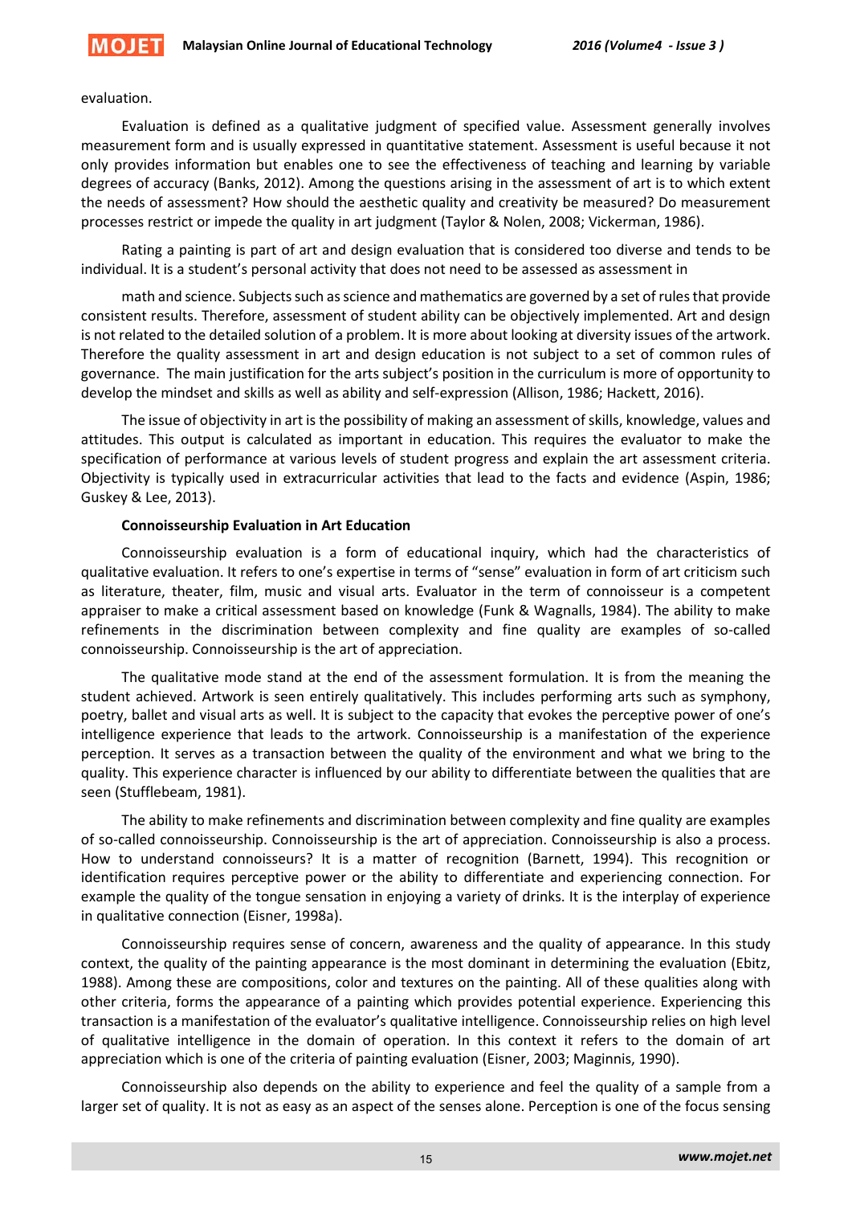evaluation.

Evaluation is defined as a qualitative judgment of specified value. Assessment generally involves measurement form and is usually expressed in quantitative statement. Assessment is useful because it not only provides information but enables one to see the effectiveness of teaching and learning by variable degrees of accuracy (Banks, 2012). Among the questions arising in the assessment of art is to which extent the needs of assessment? How should the aesthetic quality and creativity be measured? Do measurement processes restrict or impede the quality in art judgment (Taylor & Nolen, 2008; Vickerman, 1986).

Rating a painting is part of art and design evaluation that is considered too diverse and tends to be individual. It is a student's personal activity that does not need to be assessed as assessment in

math and science. Subjects such as science and mathematics are governed by a set of rules that provide consistent results. Therefore, assessment of student ability can be objectively implemented. Art and design is not related to the detailed solution of a problem. It is more about looking at diversity issues of the artwork. Therefore the quality assessment in art and design education is not subject to a set of common rules of governance. The main justification for the arts subject's position in the curriculum is more of opportunity to develop the mindset and skills as well as ability and self-expression (Allison, 1986; Hackett, 2016).

The issue of objectivity in art is the possibility of making an assessment of skills, knowledge, values and attitudes. This output is calculated as important in education. This requires the evaluator to make the specification of performance at various levels of student progress and explain the art assessment criteria. Objectivity is typically used in extracurricular activities that lead to the facts and evidence (Aspin, 1986; Guskey & Lee, 2013).

**Connoisseurship Evaluation in Art Education**

Connoisseurship evaluation is a form of educational inquiry, which had the characteristics of qualitative evaluation. It refers to one's expertise in terms of "sense" evaluation in form of art criticism such as literature, theater, film, music and visual arts. Evaluator in the term of connoisseur is a competent appraiser to make a critical assessment based on knowledge (Funk & Wagnalls, 1984). The ability to make refinements in the discrimination between complexity and fine quality are examples of so-called connoisseurship. Connoisseurship is the art of appreciation.

The qualitative mode stand at the end of the assessment formulation. It is from the meaning the student achieved. Artwork is seen entirely qualitatively. This includes performing arts such as symphony, poetry, ballet and visual arts as well. It is subject to the capacity that evokes the perceptive power of one's intelligence experience that leads to the artwork. Connoisseurship is a manifestation of the experience perception. It serves as a transaction between the quality of the environment and what we bring to the quality. This experience character is influenced by our ability to differentiate between the qualities that are seen (Stufflebeam, 1981).

The ability to make refinements and discrimination between complexity and fine quality are examples of so-called connoisseurship. Connoisseurship is the art of appreciation. Connoisseurship is also a process. How to understand connoisseurs? It is a matter of recognition (Barnett, 1994). This recognition or identification requires perceptive power or the ability to differentiate and experiencing connection. For example the quality of the tongue sensation in enjoying a variety of drinks. It is the interplay of experience in qualitative connection (Eisner, 1998a).

Connoisseurship requires sense of concern, awareness and the quality of appearance. In this study context, the quality of the painting appearance is the most dominant in determining the evaluation (Ebitz, 1988). Among these are compositions, color and textures on the painting. All of these qualities along with other criteria, forms the appearance of a painting which provides potential experience. Experiencing this transaction is a manifestation of the evaluator's qualitative intelligence. Connoisseurship relies on high level of qualitative intelligence in the domain of operation. In this context it refers to the domain of art appreciation which is one of the criteria of painting evaluation (Eisner, 2003; Maginnis, 1990).

Connoisseurship also depends on the ability to experience and feel the quality of a sample from a larger set of quality. It is not as easy as an aspect of the senses alone. Perception is one of the focus sensing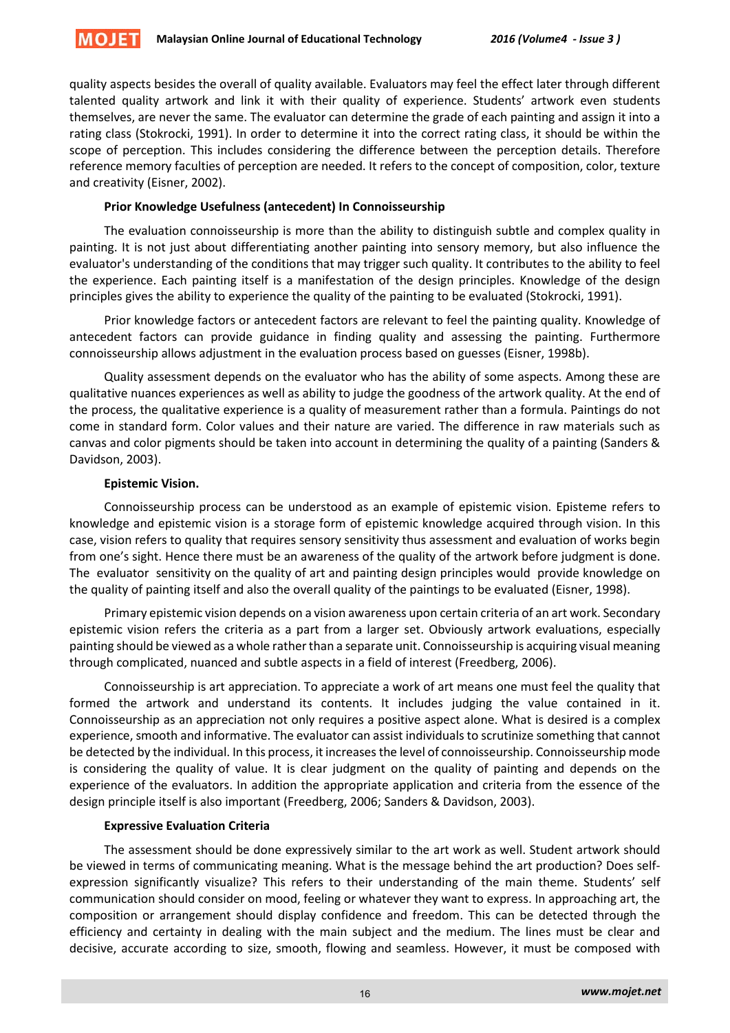quality aspects besides the overall of quality available. Evaluators may feel the effect later through different talented quality artwork and link it with their quality of experience. Students' artwork even students themselves, are never the same. The evaluator can determine the grade of each painting and assign it into a rating class (Stokrocki, 1991). In order to determine it into the correct rating class, it should be within the scope of perception. This includes considering the difference between the perception details. Therefore reference memory faculties of perception are needed. It refers to the concept of composition, color, texture and creativity (Eisner, 2002).

**Prior Knowledge Usefulness (antecedent) In Connoisseurship**

The evaluation connoisseurship is more than the ability to distinguish subtle and complex quality in painting. It is not just about differentiating another painting into sensory memory, but also influence the evaluator's understanding of the conditions that may trigger such quality. It contributes to the ability to feel the experience. Each painting itself is a manifestation of the design principles. Knowledge of the design principles gives the ability to experience the quality of the painting to be evaluated (Stokrocki, 1991).

Prior knowledge factors or antecedent factors are relevant to feel the painting quality. Knowledge of antecedent factors can provide guidance in finding quality and assessing the painting. Furthermore connoisseurship allows adjustment in the evaluation process based on guesses (Eisner, 1998b).

Quality assessment depends on the evaluator who has the ability of some aspects. Among these are qualitative nuances experiences as well as ability to judge the goodness of the artwork quality. At the end of the process, the qualitative experience is a quality of measurement rather than a formula. Paintings do not come in standard form. Color values and their nature are varied. The difference in raw materials such as canvas and color pigments should be taken into account in determining the quality of a painting (Sanders & Davidson, 2003).

**Epistemic Vision.**

Connoisseurship process can be understood as an example of epistemic vision. Episteme refers to knowledge and epistemic vision is a storage form of epistemic knowledge acquired through vision. In this case, vision refers to quality that requires sensory sensitivity thus assessment and evaluation of works begin from one's sight. Hence there must be an awareness of the quality of the artwork before judgment is done. The evaluator sensitivity on the quality of art and painting design principles would provide knowledge on the quality of painting itself and also the overall quality of the paintings to be evaluated (Eisner, 1998).

Primary epistemic vision depends on a vision awareness upon certain criteria of an art work. Secondary epistemic vision refers the criteria as a part from a larger set. Obviously artwork evaluations, especially painting should be viewed as a whole rather than a separate unit. Connoisseurship is acquiring visual meaning through complicated, nuanced and subtle aspects in a field of interest (Freedberg, 2006).

Connoisseurship is art appreciation. To appreciate a work of art means one must feel the quality that formed the artwork and understand its contents. It includes judging the value contained in it. Connoisseurship as an appreciation not only requires a positive aspect alone. What is desired is a complex experience, smooth and informative. The evaluator can assist individuals to scrutinize something that cannot be detected by the individual. In this process, it increases the level of connoisseurship. Connoisseurship mode is considering the quality of value. It is clear judgment on the quality of painting and depends on the experience of the evaluators. In addition the appropriate application and criteria from the essence of the design principle itself is also important (Freedberg, 2006; Sanders & Davidson, 2003).

**Expressive Evaluation Criteria**

The assessment should be done expressively similar to the art work as well. Student artwork should be viewed in terms of communicating meaning. What is the message behind the art production? Does self-expression significantly visualize? This refers to their understanding of the main theme. Students' self communication should consider on mood, feeling or whatever they want to express. In approaching art, the composition or arrangement should display confidence and freedom. This can be detected through the efficiency and certainty in dealing with the main subject and the medium. The lines must be clear and decisive, accurate according to size, smooth, flowing and seamless. However, it must be composed with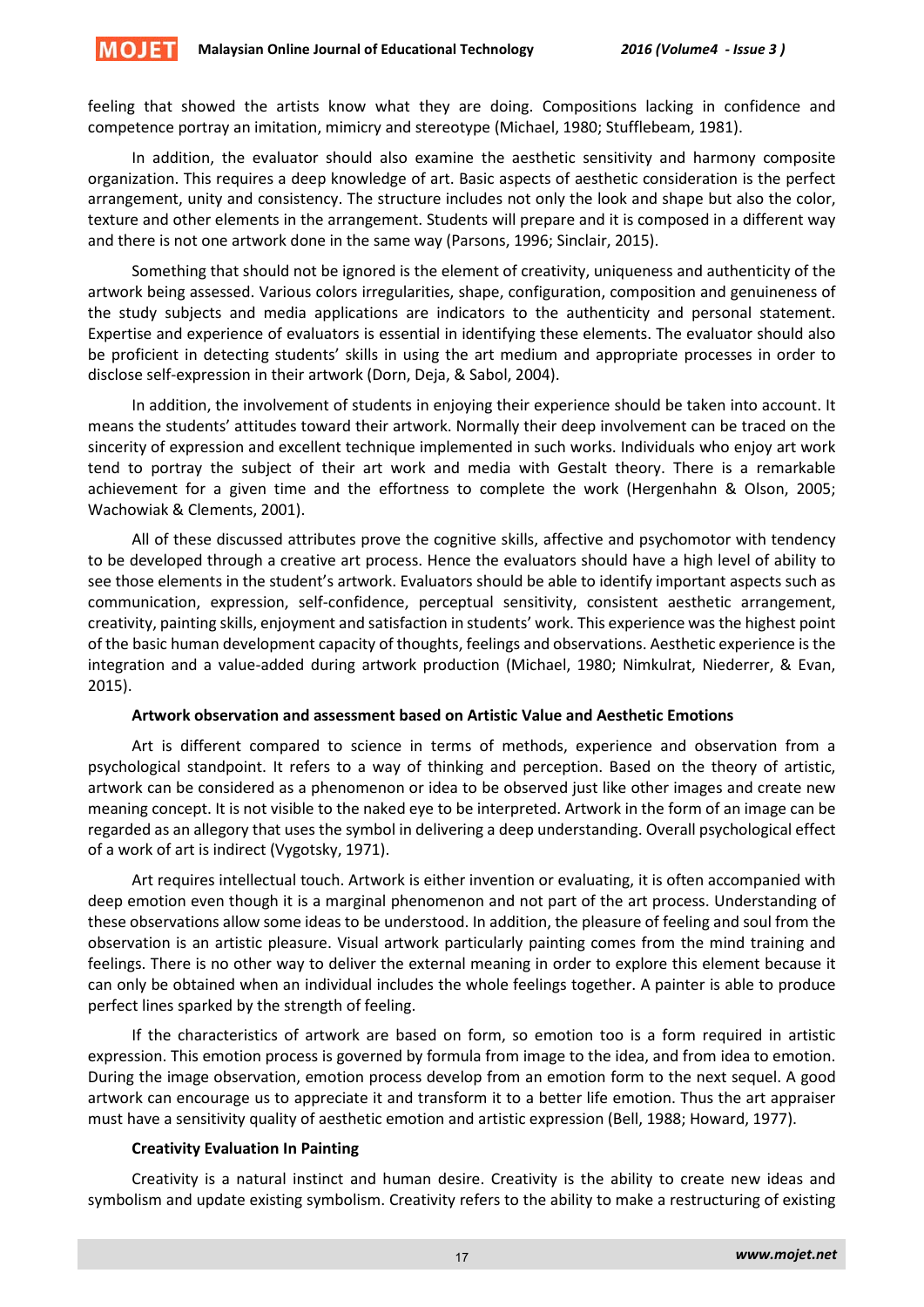feeling that showed the artists know what they are doing. Compositions lacking in confidence and competence portray an imitation, mimicry and stereotype (Michael, 1980; Stufflebeam, 1981).

In addition, the evaluator should also examine the aesthetic sensitivity and harmony composite organization. This requires a deep knowledge of art. Basic aspects of aesthetic consideration is the perfect arrangement, unity and consistency. The structure includes not only the look and shape but also the color, texture and other elements in the arrangement. Students will prepare and it is composed in a different way and there is not one artwork done in the same way (Parsons, 1996; Sinclair, 2015).

Something that should not be ignored is the element of creativity, uniqueness and authenticity of the artwork being assessed. Various colors irregularities, shape, configuration, composition and genuineness of the study subjects and media applications are indicators to the authenticity and personal statement. Expertise and experience of evaluators is essential in identifying these elements. The evaluator should also be proficient in detecting students' skills in using the art medium and appropriate processes in order to disclose self-expression in their artwork (Dorn, Deja, & Sabol, 2004).

In addition, the involvement of students in enjoying their experience should be taken into account. It means the students' attitudes toward their artwork. Normally their deep involvement can be traced on the sincerity of expression and excellent technique implemented in such works. Individuals who enjoy art work tend to portray the subject of their art work and media with Gestalt theory. There is a remarkable achievement for a given time and the effortness to complete the work (Hergenhahn & Olson, 2005; Wachowiak & Clements, 2001).

All of these discussed attributes prove the cognitive skills, affective and psychomotor with tendency to be developed through a creative art process. Hence the evaluators should have a high level of ability to see those elements in the student's artwork. Evaluators should be able to identify important aspects such as communication, expression, self-confidence, perceptual sensitivity, consistent aesthetic arrangement, creativity, painting skills, enjoyment and satisfaction in students' work. This experience was the highest point of the basic human development capacity of thoughts, feelings and observations. Aesthetic experience is the integration and a value-added during artwork production (Michael, 1980; Nimkulrat, Niederrer, & Evan, 2015).

**Artwork observation and assessment based on Artistic Value and Aesthetic Emotions**

Art is different compared to science in terms of methods, experience and observation from a psychological standpoint. It refers to a way of thinking and perception. Based on the theory of artistic, artwork can be considered as a phenomenon or idea to be observed just like other images and create new meaning concept. It is not visible to the naked eye to be interpreted. Artwork in the form of an image can be regarded as an allegory that uses the symbol in delivering a deep understanding. Overall psychological effect of a work of art is indirect (Vygotsky, 1971).

Art requires intellectual touch. Artwork is either invention or evaluating, it is often accompanied with deep emotion even though it is a marginal phenomenon and not part of the art process. Understanding of these observations allow some ideas to be understood. In addition, the pleasure of feeling and soul from the observation is an artistic pleasure. Visual artwork particularly painting comes from the mind training and feelings. There is no other way to deliver the external meaning in order to explore this element because it can only be obtained when an individual includes the whole feelings together. A painter is able to produce perfect lines sparked by the strength of feeling.

If the characteristics of artwork are based on form, so emotion too is a form required in artistic expression. This emotion process is governed by formula from image to the idea, and from idea to emotion. During the image observation, emotion process develop from an emotion form to the next sequel. A good artwork can encourage us to appreciate it and transform it to a better life emotion. Thus the art appraiser must have a sensitivity quality of aesthetic emotion and artistic expression (Bell, 1988; Howard, 1977).

**Creativity Evaluation In Painting**

Creativity is a natural instinct and human desire. Creativity is the ability to create new ideas and symbolism and update existing symbolism. Creativity refers to the ability to make a restructuring of existing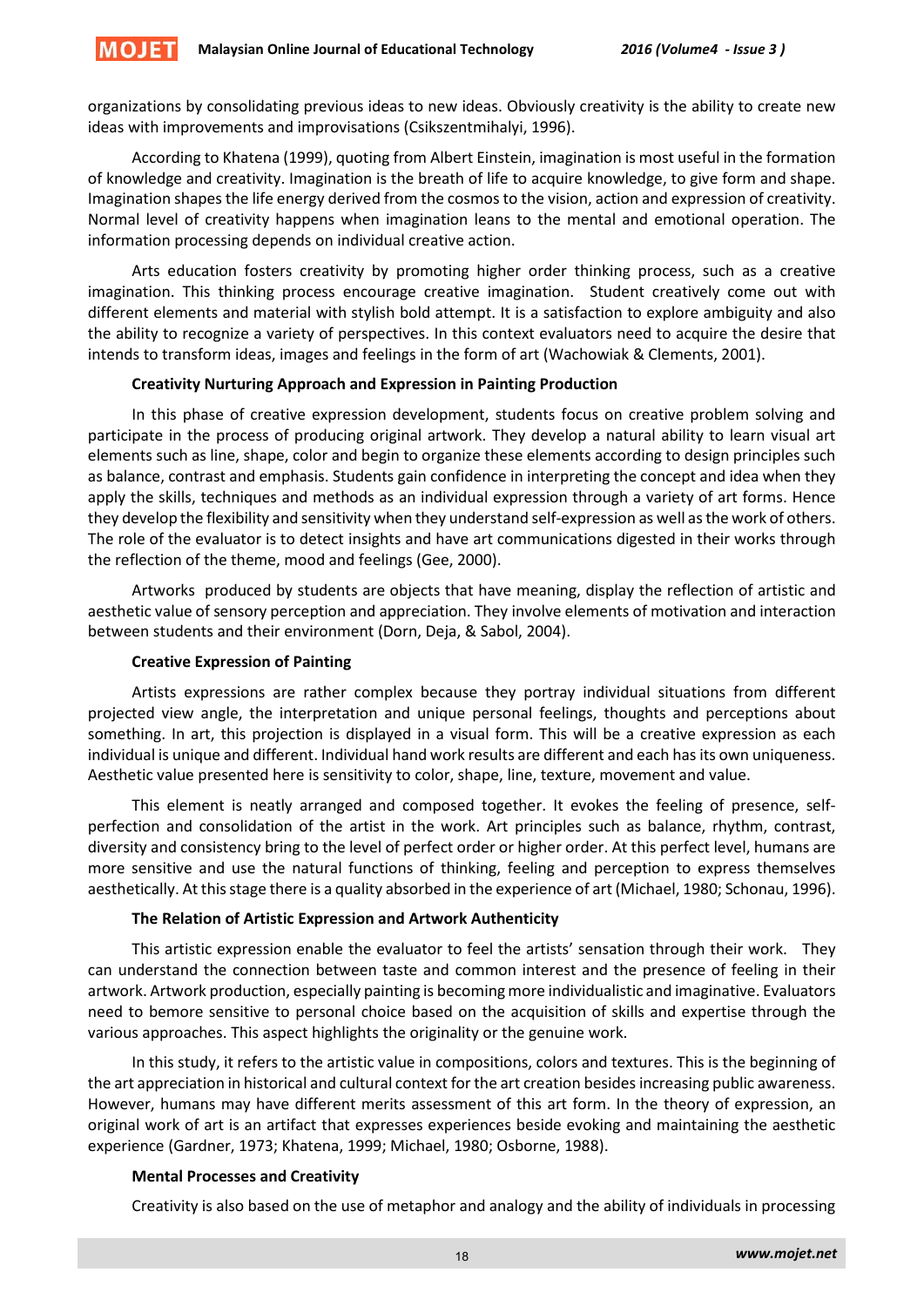organizations by consolidating previous ideas to new ideas. Obviously creativity is the ability to create new ideas with improvements and improvisations (Csikszentmihalyi, 1996).

According to Khatena (1999), quoting from Albert Einstein, imagination is most useful in the formation of knowledge and creativity. Imagination is the breath of life to acquire knowledge, to give form and shape. Imagination shapes the life energy derived from the cosmos to the vision, action and expression of creativity. Normal level of creativity happens when imagination leans to the mental and emotional operation. The information processing depends on individual creative action.

Arts education fosters creativity by promoting higher order thinking process, such as a creative imagination. This thinking process encourage creative imagination. Student creatively come out with different elements and material with stylish bold attempt. It is a satisfaction to explore ambiguity and also the ability to recognize a variety of perspectives. In this context evaluators need to acquire the desire that intends to transform ideas, images and feelings in the form of art (Wachowiak & Clements, 2001).

**Creativity Nurturing Approach and Expression in Painting Production**

In this phase of creative expression development, students focus on creative problem solving and participate in the process of producing original artwork. They develop a natural ability to learn visual art elements such as line, shape, color and begin to organize these elements according to design principles such as balance, contrast and emphasis. Students gain confidence in interpreting the concept and idea when they apply the skills, techniques and methods as an individual expression through a variety of art forms. Hence they develop the flexibility and sensitivity when they understand self-expression as well as the work of others. The role of the evaluator is to detect insights and have art communications digested in their works through the reflection of the theme, mood and feelings (Gee, 2000).

Artworks produced by students are objects that have meaning, display the reflection of artistic and aesthetic value of sensory perception and appreciation. They involve elements of motivation and interaction between students and their environment (Dorn, Deja, & Sabol, 2004).

**Creative Expression of Painting**

Artists expressions are rather complex because they portray individual situations from different projected view angle, the interpretation and unique personal feelings, thoughts and perceptions about something. In art, this projection is displayed in a visual form. This will be a creative expression as each individual is unique and different. Individual hand work results are different and each has its own uniqueness. Aesthetic value presented here is sensitivity to color, shape, line, texture, movement and value.

This element is neatly arranged and composed together. It evokes the feeling of presence, self-perfection and consolidation of the artist in the work. Art principles such as balance, rhythm, contrast, diversity and consistency bring to the level of perfect order or higher order. At this perfect level, humans are more sensitive and use the natural functions of thinking, feeling and perception to express themselves aesthetically. At this stage there is a quality absorbed in the experience of art (Michael, 1980; Schonau, 1996).

**The Relation of Artistic Expression and Artwork Authenticity**

This artistic expression enable the evaluator to feel the artists' sensation through their work. They can understand the connection between taste and common interest and the presence of feeling in their artwork. Artwork production, especially painting is becoming more individualistic and imaginative. Evaluators need to bemore sensitive to personal choice based on the acquisition of skills and expertise through the various approaches. This aspect highlights the originality or the genuine work.

In this study, it refers to the artistic value in compositions, colors and textures. This is the beginning of the art appreciation in historical and cultural context for the art creation besides increasing public awareness. However, humans may have different merits assessment of this art form. In the theory of expression, an original work of art is an artifact that expresses experiences beside evoking and maintaining the aesthetic experience (Gardner, 1973; Khatena, 1999; Michael, 1980; Osborne, 1988).

**Mental Processes and Creativity**

Creativity is also based on the use of metaphor and analogy and the ability of individuals in processing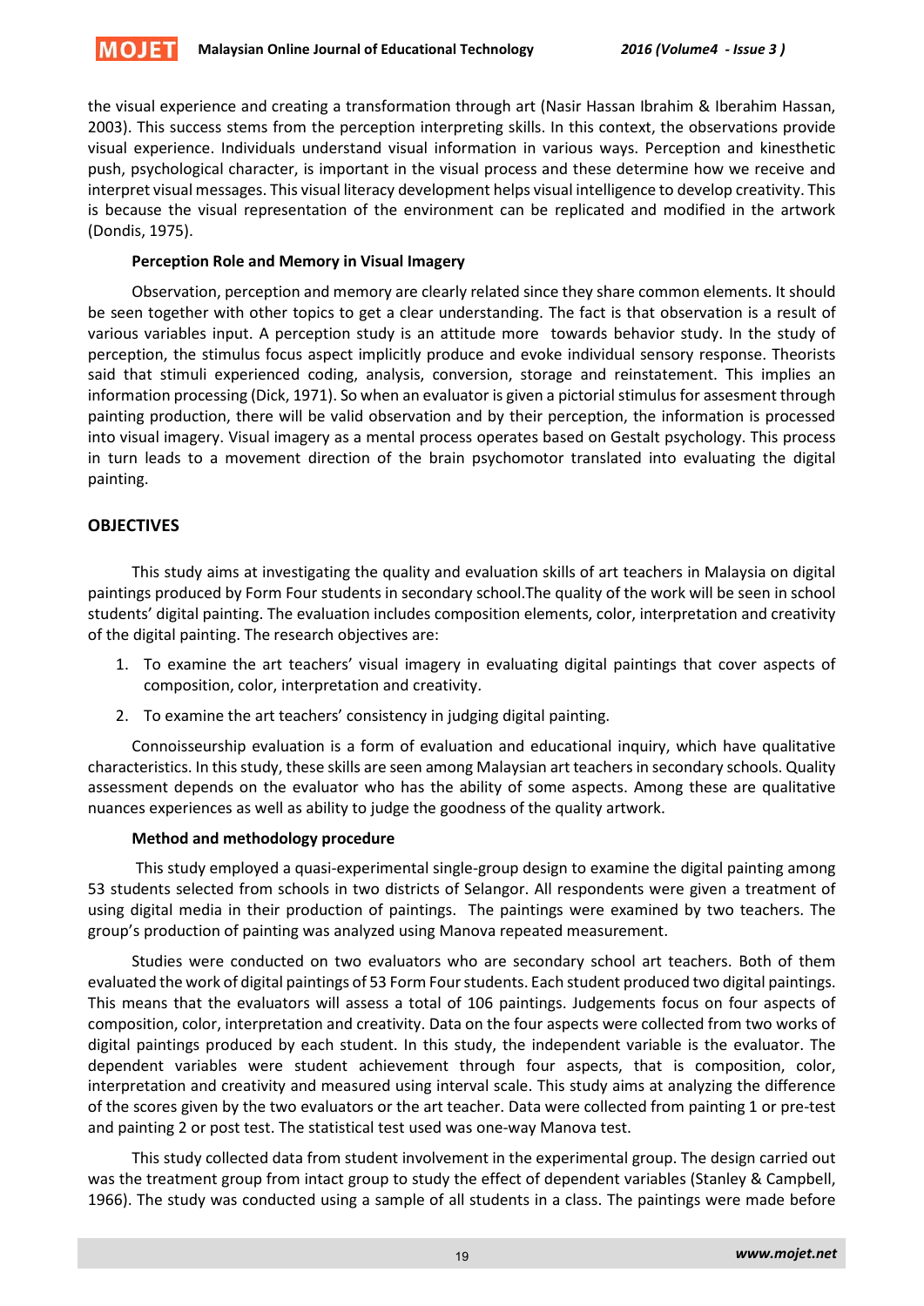the visual experience and creating a transformation through art (Nasir Hassan Ibrahim & Iberahim Hassan, 2003). This success stems from the perception interpreting skills. In this context, the observations provide visual experience. Individuals understand visual information in various ways. Perception and kinesthetic push, psychological character, is important in the visual process and these determine how we receive and interpret visual messages. This visual literacy development helps visual intelligence to develop creativity. This is because the visual representation of the environment can be replicated and modified in the artwork (Dondis, 1975).

### Perception Role and Memory in Visual Imagery

Observation, perception and memory are clearly related since they share common elements. It should be seen together with other topics to get a clear understanding. The fact is that observation is a result of various variables input. A perception study is an attitude more towards behavior study. In the study of perception, the stimulus focus aspect implicitly produce and evoke individual sensory response. Theorists said that stimuli experienced coding, analysis, conversion, storage and reinstatement. This implies an information processing (Dick, 1971). So when an evaluator is given a pictorial stimulus for assesment through painting production, there will be valid observation and by their perception, the information is processed into visual imagery. Visual imagery as a mental process operates based on Gestalt psychology. This process in turn leads to a movement direction of the brain psychomotor translated into evaluating the digital painting.

## OBJECTIVES

This study aims at investigating the quality and evaluation skills of art teachers in Malaysia on digital paintings produced by Form Four students in secondary school.The quality of the work will be seen in school students' digital painting. The evaluation includes composition elements, color, interpretation and creativity of the digital painting. The research objectives are:

1. To examine the art teachers' visual imagery in evaluating digital paintings that cover aspects of composition, color, interpretation and creativity.
2. To examine the art teachers' consistency in judging digital painting.

Connoisseurship evaluation is a form of evaluation and educational inquiry, which have qualitative characteristics. In this study, these skills are seen among Malaysian art teachers in secondary schools. Quality assessment depends on the evaluator who has the ability of some aspects. Among these are qualitative nuances experiences as well as ability to judge the goodness of the quality artwork.

### Method and methodology procedure

This study employed a quasi-experimental single-group design to examine the digital painting among 53 students selected from schools in two districts of Selangor. All respondents were given a treatment of using digital media in their production of paintings. The paintings were examined by two teachers. The group's production of painting was analyzed using Manova repeated measurement.

Studies were conducted on two evaluators who are secondary school art teachers. Both of them evaluated the work of digital paintings of 53 Form Four students. Each student produced two digital paintings. This means that the evaluators will assess a total of 106 paintings. Judgements focus on four aspects of composition, color, interpretation and creativity. Data on the four aspects were collected from two works of digital paintings produced by each student. In this study, the independent variable is the evaluator. The dependent variables were student achievement through four aspects, that is composition, color, interpretation and creativity and measured using interval scale. This study aims at analyzing the difference of the scores given by the two evaluators or the art teacher. Data were collected from painting 1 or pre-test and painting 2 or post test. The statistical test used was one-way Manova test.

This study collected data from student involvement in the experimental group. The design carried out was the treatment group from intact group to study the effect of dependent variables (Stanley & Campbell, 1966). The study was conducted using a sample of all students in a class. The paintings were made before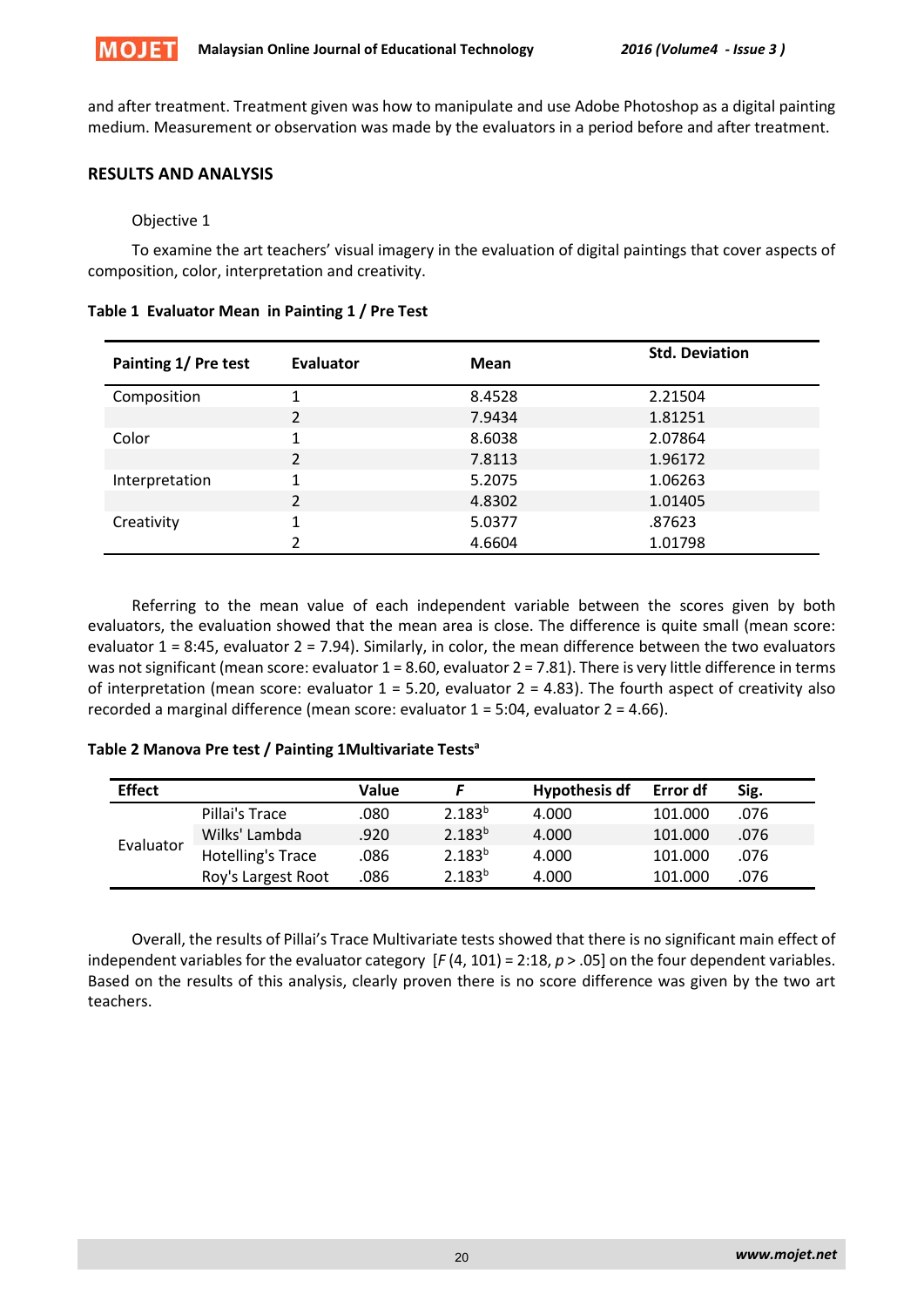and after treatment. Treatment given was how to manipulate and use Adobe Photoshop as a digital painting medium. Measurement or observation was made by the evaluators in a period before and after treatment.

## RESULTS AND ANALYSIS

Objective 1

To examine the art teachers' visual imagery in the evaluation of digital paintings that cover aspects of composition, color, interpretation and creativity.

**Table 1 Evaluator Mean in Painting 1 / Pre Test**

| Painting 1/ Pre test | Evaluator | Mean | Std. Deviation |
|---|---|---|---|
| Composition | 1 | 8.4528 | 2.21504 |
| | 2 | 7.9434 | 1.81251 |
| Color | 1 | 8.6038 | 2.07864 |
| | 2 | 7.8113 | 1.96172 |
| Interpretation | 1 | 5.2075 | 1.06263 |
| | 2 | 4.8302 | 1.01405 |
| Creativity | 1 | 5.0377 | .87623 |
| | 2 | 4.6604 | 1.01798 |

Referring to the mean value of each independent variable between the scores given by both evaluators, the evaluation showed that the mean area is close. The difference is quite small (mean score: evaluator 1 = 8:45, evaluator 2 = 7.94). Similarly, in color, the mean difference between the two evaluators was not significant (mean score: evaluator 1 = 8.60, evaluator 2 = 7.81). There is very little difference in terms of interpretation (mean score: evaluator 1 = 5.20, evaluator 2 = 4.83). The fourth aspect of creativity also recorded a marginal difference (mean score: evaluator 1 = 5:04, evaluator 2 = 4.66).

**Table 2 Manova Pre test / Painting 1Multivariate Tests[a]**

| Effect | | Value | *F* | Hypothesis df | Error df | Sig. |
|---|---|---|---|---|---|---|
| Evaluator | Pillai's Trace | .080 | 2.183[b] | 4.000 | 101.000 | .076 |
| | Wilks' Lambda | .920 | 2.183[b] | 4.000 | 101.000 | .076 |
| | Hotelling's Trace | .086 | 2.183[b] | 4.000 | 101.000 | .076 |
| | Roy's Largest Root | .086 | 2.183[b] | 4.000 | 101.000 | .076 |

Overall, the results of Pillai's Trace Multivariate tests showed that there is no significant main effect of independent variables for the evaluator category [$F$ (4, 101) = 2:18, $p > .05$] on the four dependent variables. Based on the results of this analysis, clearly proven there is no score difference was given by the two art teachers.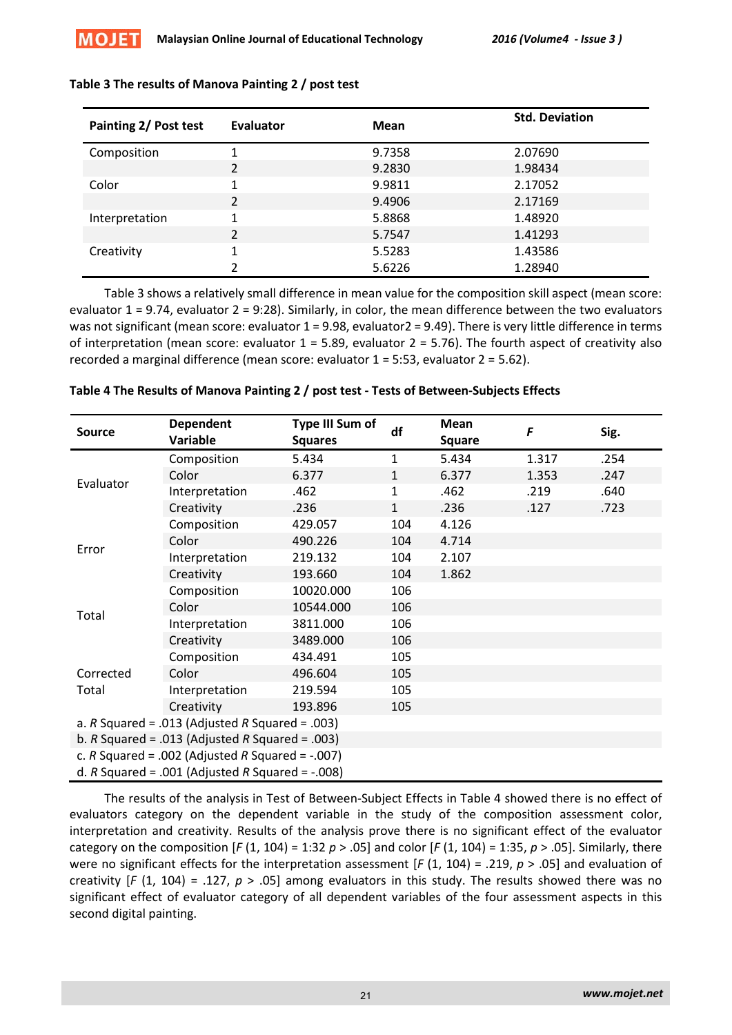**Table 3 The results of Manova Painting 2 / post test**

| Painting 2/ Post test | Evaluator | Mean | Std. Deviation |
|---|---|---|---|
| Composition | 1 | 9.7358 | 2.07690 |
| | 2 | 9.2830 | 1.98434 |
| Color | 1 | 9.9811 | 2.17052 |
| | 2 | 9.4906 | 2.17169 |
| Interpretation | 1 | 5.8868 | 1.48920 |
| | 2 | 5.7547 | 1.41293 |
| Creativity | 1 | 5.5283 | 1.43586 |
| | 2 | 5.6226 | 1.28940 |

Table 3 shows a relatively small difference in mean value for the composition skill aspect (mean score: evaluator 1 = 9.74, evaluator 2 = 9:28). Similarly, in color, the mean difference between the two evaluators was not significant (mean score: evaluator 1 = 9.98, evaluator2 = 9.49). There is very little difference in terms of interpretation (mean score: evaluator 1 = 5.89, evaluator 2 = 5.76). The fourth aspect of creativity also recorded a marginal difference (mean score: evaluator 1 = 5:53, evaluator 2 = 5.62).

**Table 4 The Results of Manova Painting 2 / post test - Tests of Between-Subjects Effects**

| Source | Dependent Variable | Type III Sum of Squares | df | Mean Square | *F* | Sig. |
|---|---|---|---|---|---|---|
| Evaluator | Composition | 5.434 | 1 | 5.434 | 1.317 | .254 |
| | Color | 6.377 | 1 | 6.377 | 1.353 | .247 |
| | Interpretation | .462 | 1 | .462 | .219 | .640 |
| | Creativity | .236 | 1 | .236 | .127 | .723 |
| Error | Composition | 429.057 | 104 | 4.126 | | |
| | Color | 490.226 | 104 | 4.714 | | |
| | Interpretation | 219.132 | 104 | 2.107 | | |
| | Creativity | 193.660 | 104 | 1.862 | | |
| Total | Composition | 10020.000 | 106 | | | |
| | Color | 10544.000 | 106 | | | |
| | Interpretation | 3811.000 | 106 | | | |
| | Creativity | 3489.000 | 106 | | | |
| Corrected Total | Composition | 434.491 | 105 | | | |
| | Color | 496.604 | 105 | | | |
| | Interpretation | 219.594 | 105 | | | |
| | Creativity | 193.896 | 105 | | | |

a. $R$ Squared = .013 (Adjusted $R$ Squared = .003)
b. $R$ Squared = .013 (Adjusted $R$ Squared = .003)
c. $R$ Squared = .002 (Adjusted $R$ Squared = -.007)
d. $R$ Squared = .001 (Adjusted $R$ Squared = -.008)

The results of the analysis in Test of Between-Subject Effects in Table 4 showed there is no effect of evaluators category on the dependent variable in the study of the composition assessment color, interpretation and creativity. Results of the analysis prove there is no significant effect of the evaluator category on the composition [$F$ (1, 104) = 1:32 $p > .05$] and color [$F$ (1, 104) = 1:35, $p > .05$]. Similarly, there were no significant effects for the interpretation assessment [$F$ (1, 104) = .219, $p > .05$] and evaluation of creativity [$F$ (1, 104) = .127, $p > .05$] among evaluators in this study. The results showed there was no significant effect of evaluator category of all dependent variables of the four assessment aspects in this second digital painting.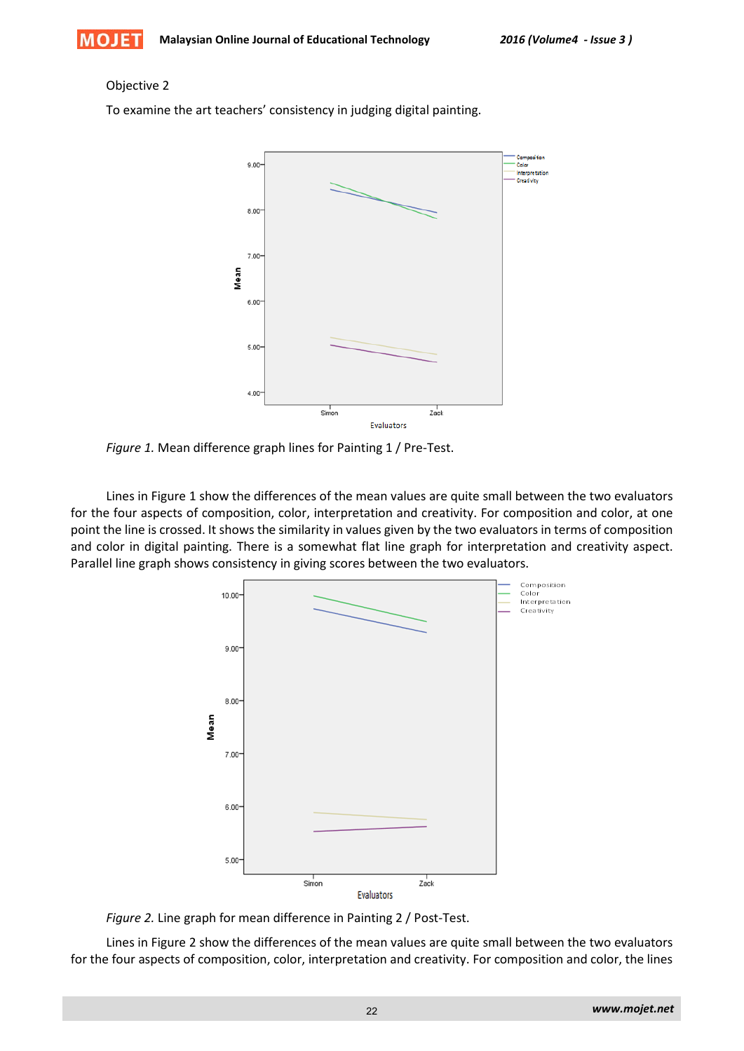Objective 2

To examine the art teachers' consistency in judging digital painting.

*Figure 1.* Mean difference graph lines for Painting 1 / Pre-Test.

Lines in Figure 1 show the differences of the mean values are quite small between the two evaluators for the four aspects of composition, color, interpretation and creativity. For composition and color, at one point the line is crossed. It shows the similarity in values given by the two evaluators in terms of composition and color in digital painting. There is a somewhat flat line graph for interpretation and creativity aspect. Parallel line graph shows consistency in giving scores between the two evaluators.

*Figure 2.* Line graph for mean difference in Painting 2 / Post-Test.

Lines in Figure 2 show the differences of the mean values are quite small between the two evaluators for the four aspects of composition, color, interpretation and creativity. For composition and color, the lines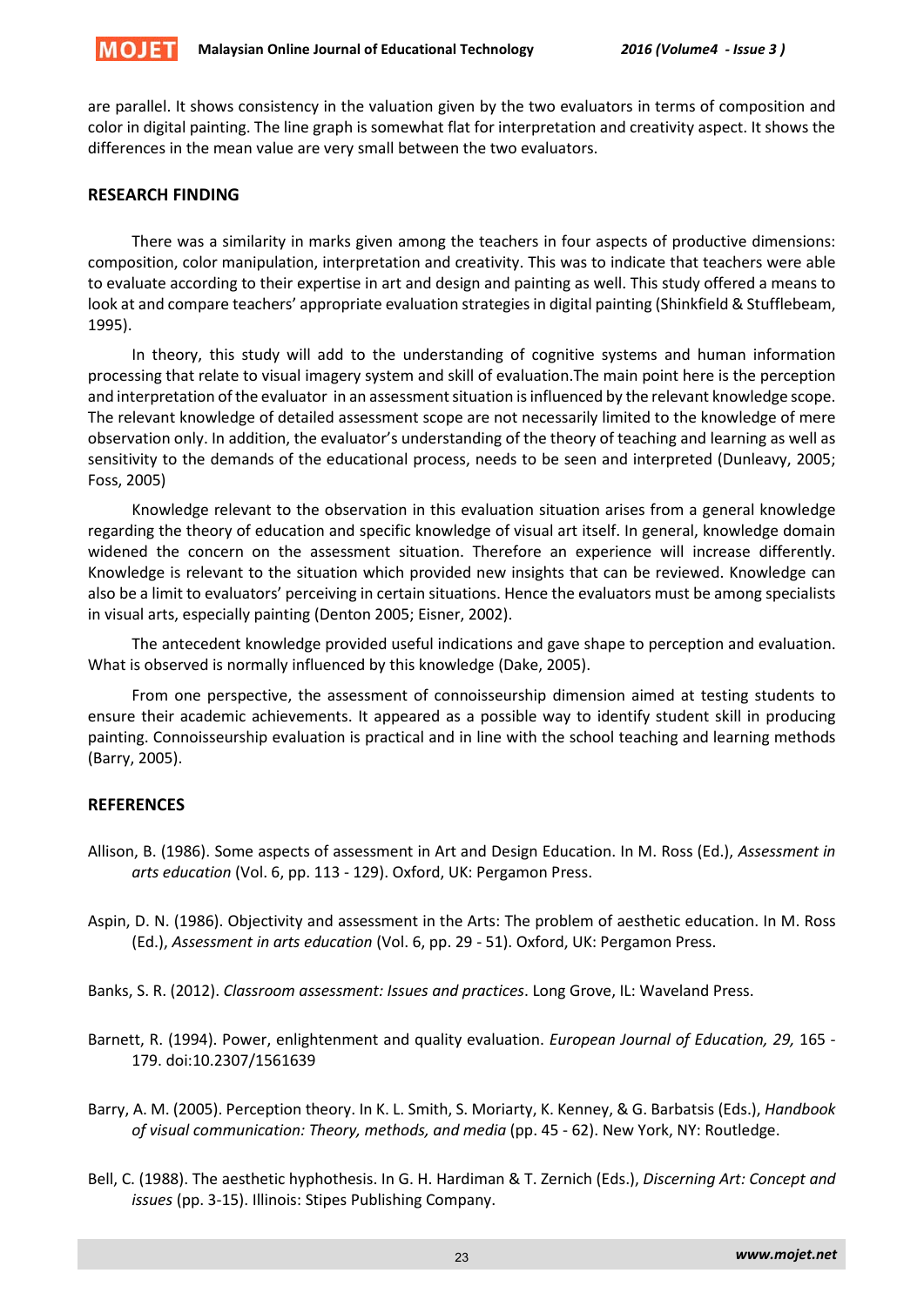are parallel. It shows consistency in the valuation given by the two evaluators in terms of composition and color in digital painting. The line graph is somewhat flat for interpretation and creativity aspect. It shows the differences in the mean value are very small between the two evaluators.

## RESEARCH FINDING

There was a similarity in marks given among the teachers in four aspects of productive dimensions: composition, color manipulation, interpretation and creativity. This was to indicate that teachers were able to evaluate according to their expertise in art and design and painting as well. This study offered a means to look at and compare teachers' appropriate evaluation strategies in digital painting (Shinkfield & Stufflebeam, 1995).

In theory, this study will add to the understanding of cognitive systems and human information processing that relate to visual imagery system and skill of evaluation.The main point here is the perception and interpretation of the evaluator in an assessment situation is influenced by the relevant knowledge scope. The relevant knowledge of detailed assessment scope are not necessarily limited to the knowledge of mere observation only. In addition, the evaluator's understanding of the theory of teaching and learning as well as sensitivity to the demands of the educational process, needs to be seen and interpreted (Dunleavy, 2005; Foss, 2005)

Knowledge relevant to the observation in this evaluation situation arises from a general knowledge regarding the theory of education and specific knowledge of visual art itself. In general, knowledge domain widened the concern on the assessment situation. Therefore an experience will increase differently. Knowledge is relevant to the situation which provided new insights that can be reviewed. Knowledge can also be a limit to evaluators' perceiving in certain situations. Hence the evaluators must be among specialists in visual arts, especially painting (Denton 2005; Eisner, 2002).

The antecedent knowledge provided useful indications and gave shape to perception and evaluation. What is observed is normally influenced by this knowledge (Dake, 2005).

From one perspective, the assessment of connoisseurship dimension aimed at testing students to ensure their academic achievements. It appeared as a possible way to identify student skill in producing painting. Connoisseurship evaluation is practical and in line with the school teaching and learning methods (Barry, 2005).

## REFERENCES

Allison, B. (1986). Some aspects of assessment in Art and Design Education. In M. Ross (Ed.), *Assessment in arts education* (Vol. 6, pp. 113 - 129). Oxford, UK: Pergamon Press.

Aspin, D. N. (1986). Objectivity and assessment in the Arts: The problem of aesthetic education. In M. Ross (Ed.), *Assessment in arts education* (Vol. 6, pp. 29 - 51). Oxford, UK: Pergamon Press.

Banks, S. R. (2012). *Classroom assessment: Issues and practices*. Long Grove, IL: Waveland Press.

Barnett, R. (1994). Power, enlightenment and quality evaluation. *European Journal of Education, 29,* 165 - 179. doi:10.2307/1561639

Barry, A. M. (2005). Perception theory. In K. L. Smith, S. Moriarty, K. Kenney, & G. Barbatsis (Eds.), *Handbook of visual communication: Theory, methods, and media* (pp. 45 - 62). New York, NY: Routledge.

Bell, C. (1988). The aesthetic hyphothesis. In G. H. Hardiman & T. Zernich (Eds.), *Discerning Art: Concept and issues* (pp. 3-15). Illinois: Stipes Publishing Company.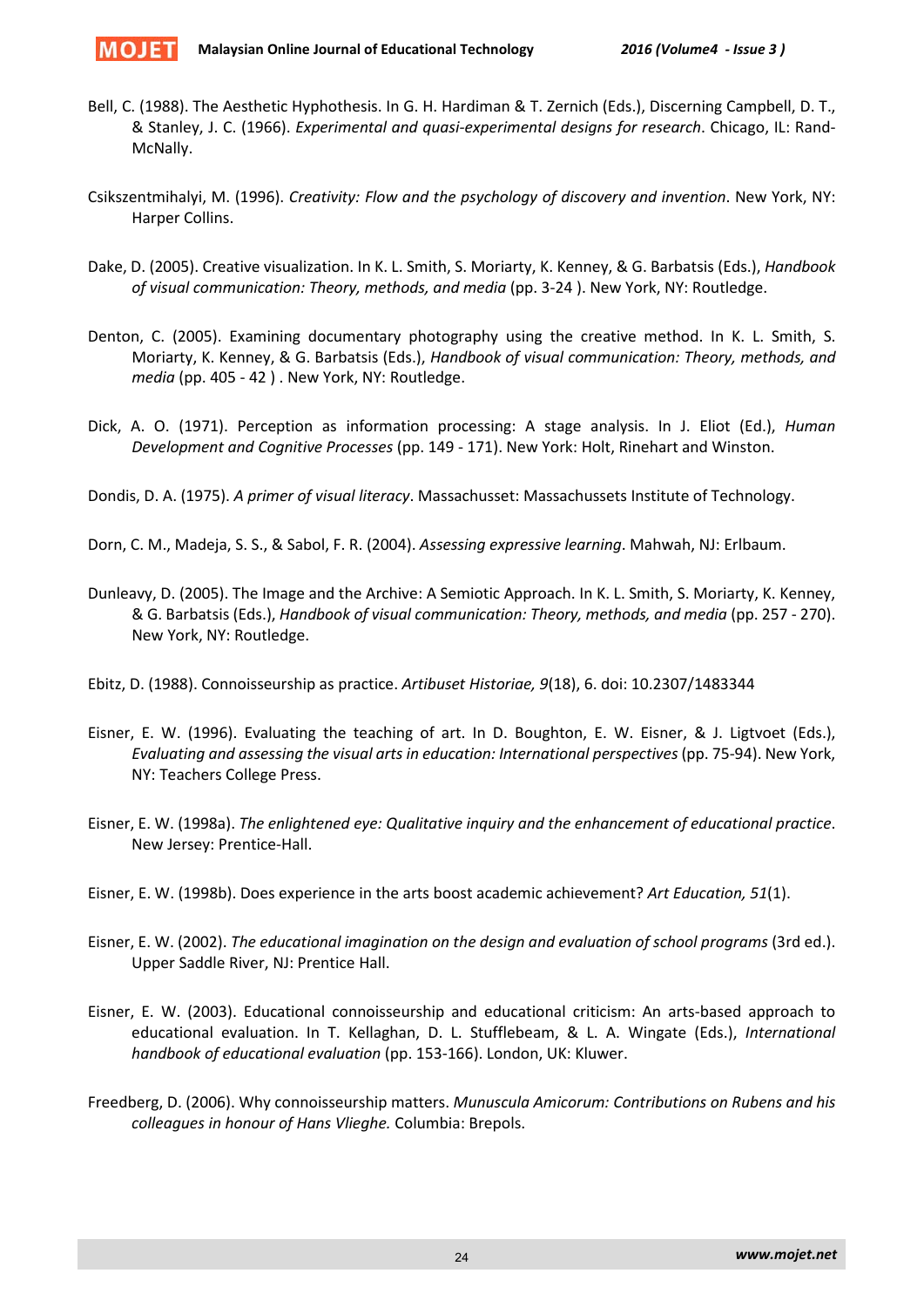Bell, C. (1988). The Aesthetic Hyphothesis. In G. H. Hardiman & T. Zernich (Eds.), Discerning Campbell, D. T., & Stanley, J. C. (1966). *Experimental and quasi-experimental designs for research*. Chicago, IL: Rand-McNally.

Csikszentmihalyi, M. (1996). *Creativity: Flow and the psychology of discovery and invention*. New York, NY: Harper Collins.

Dake, D. (2005). Creative visualization. In K. L. Smith, S. Moriarty, K. Kenney, & G. Barbatsis (Eds.), *Handbook of visual communication: Theory, methods, and media* (pp. 3-24 ). New York, NY: Routledge.

Denton, C. (2005). Examining documentary photography using the creative method. In K. L. Smith, S. Moriarty, K. Kenney, & G. Barbatsis (Eds.), *Handbook of visual communication: Theory, methods, and media* (pp. 405 - 42 ) . New York, NY: Routledge.

Dick, A. O. (1971). Perception as information processing: A stage analysis. In J. Eliot (Ed.), *Human Development and Cognitive Processes* (pp. 149 - 171). New York: Holt, Rinehart and Winston.

Dondis, D. A. (1975). *A primer of visual literacy*. Massachusset: Massachussets Institute of Technology.

Dorn, C. M., Madeja, S. S., & Sabol, F. R. (2004). *Assessing expressive learning*. Mahwah, NJ: Erlbaum.

Dunleavy, D. (2005). The Image and the Archive: A Semiotic Approach. In K. L. Smith, S. Moriarty, K. Kenney, & G. Barbatsis (Eds.), *Handbook of visual communication: Theory, methods, and media* (pp. 257 - 270). New York, NY: Routledge.

Ebitz, D. (1988). Connoisseurship as practice. *Artibuset Historiae, 9*(18), 6. doi: 10.2307/1483344

Eisner, E. W. (1996). Evaluating the teaching of art. In D. Boughton, E. W. Eisner, & J. Ligtvoet (Eds.), *Evaluating and assessing the visual arts in education: International perspectives* (pp. 75-94). New York, NY: Teachers College Press.

Eisner, E. W. (1998a). *The enlightened eye: Qualitative inquiry and the enhancement of educational practice*. New Jersey: Prentice-Hall.

Eisner, E. W. (1998b). Does experience in the arts boost academic achievement? *Art Education, 51*(1).

Eisner, E. W. (2002). *The educational imagination on the design and evaluation of school programs* (3rd ed.). Upper Saddle River, NJ: Prentice Hall.

Eisner, E. W. (2003). Educational connoisseurship and educational criticism: An arts-based approach to educational evaluation. In T. Kellaghan, D. L. Stufflebeam, & L. A. Wingate (Eds.), *International handbook of educational evaluation* (pp. 153-166). London, UK: Kluwer.

Freedberg, D. (2006). Why connoisseurship matters. *Munuscula Amicorum: Contributions on Rubens and his colleagues in honour of Hans Vlieghe.* Columbia: Brepols.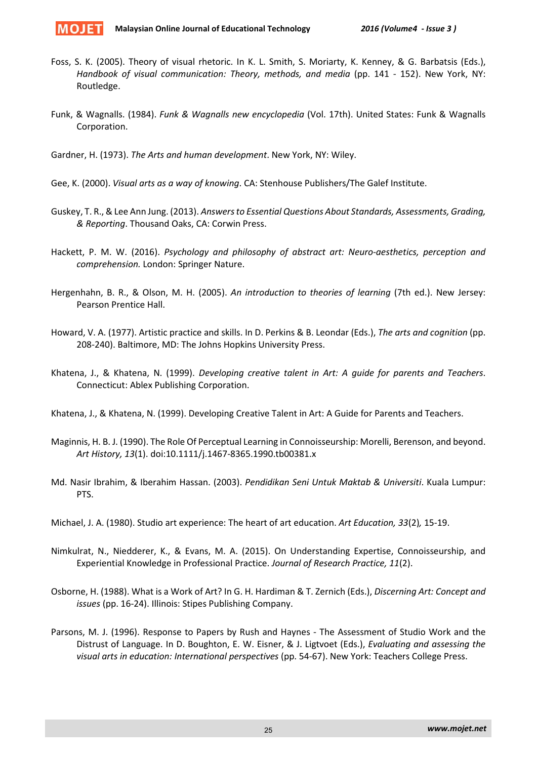Foss, S. K. (2005). Theory of visual rhetoric. In K. L. Smith, S. Moriarty, K. Kenney, & G. Barbatsis (Eds.), *Handbook of visual communication: Theory, methods, and media* (pp. 141 - 152). New York, NY: Routledge.

Funk, & Wagnalls. (1984). *Funk & Wagnalls new encyclopedia* (Vol. 17th). United States: Funk & Wagnalls Corporation.

Gardner, H. (1973). *The Arts and human development*. New York, NY: Wiley.

Gee, K. (2000). *Visual arts as a way of knowing*. CA: Stenhouse Publishers/The Galef Institute.

Guskey, T. R., & Lee Ann Jung. (2013). *Answers to Essential Questions About Standards, Assessments, Grading, & Reporting*. Thousand Oaks, CA: Corwin Press.

Hackett, P. M. W. (2016). *Psychology and philosophy of abstract art: Neuro-aesthetics, perception and comprehension.* London: Springer Nature.

Hergenhahn, B. R., & Olson, M. H. (2005). *An introduction to theories of learning* (7th ed.). New Jersey: Pearson Prentice Hall.

Howard, V. A. (1977). Artistic practice and skills. In D. Perkins & B. Leondar (Eds.), *The arts and cognition* (pp. 208-240). Baltimore, MD: The Johns Hopkins University Press.

Khatena, J., & Khatena, N. (1999). *Developing creative talent in Art: A guide for parents and Teachers*. Connecticut: Ablex Publishing Corporation.

Khatena, J., & Khatena, N. (1999). Developing Creative Talent in Art: A Guide for Parents and Teachers.

Maginnis, H. B. J. (1990). The Role Of Perceptual Learning in Connoisseurship: Morelli, Berenson, and beyond. *Art History, 13*(1). doi:10.1111/j.1467-8365.1990.tb00381.x

Md. Nasir Ibrahim, & Iberahim Hassan. (2003). *Pendidikan Seni Untuk Maktab & Universiti*. Kuala Lumpur: PTS.

Michael, J. A. (1980). Studio art experience: The heart of art education. *Art Education, 33*(2), 15-19.

Nimkulrat, N., Niedderer, K., & Evans, M. A. (2015). On Understanding Expertise, Connoisseurship, and Experiential Knowledge in Professional Practice. *Journal of Research Practice, 11*(2).

Osborne, H. (1988). What is a Work of Art? In G. H. Hardiman & T. Zernich (Eds.), *Discerning Art: Concept and issues* (pp. 16-24). Illinois: Stipes Publishing Company.

Parsons, M. J. (1996). Response to Papers by Rush and Haynes - The Assessment of Studio Work and the Distrust of Language. In D. Boughton, E. W. Eisner, & J. Ligtvoet (Eds.), *Evaluating and assessing the visual arts in education: International perspectives* (pp. 54-67). New York: Teachers College Press.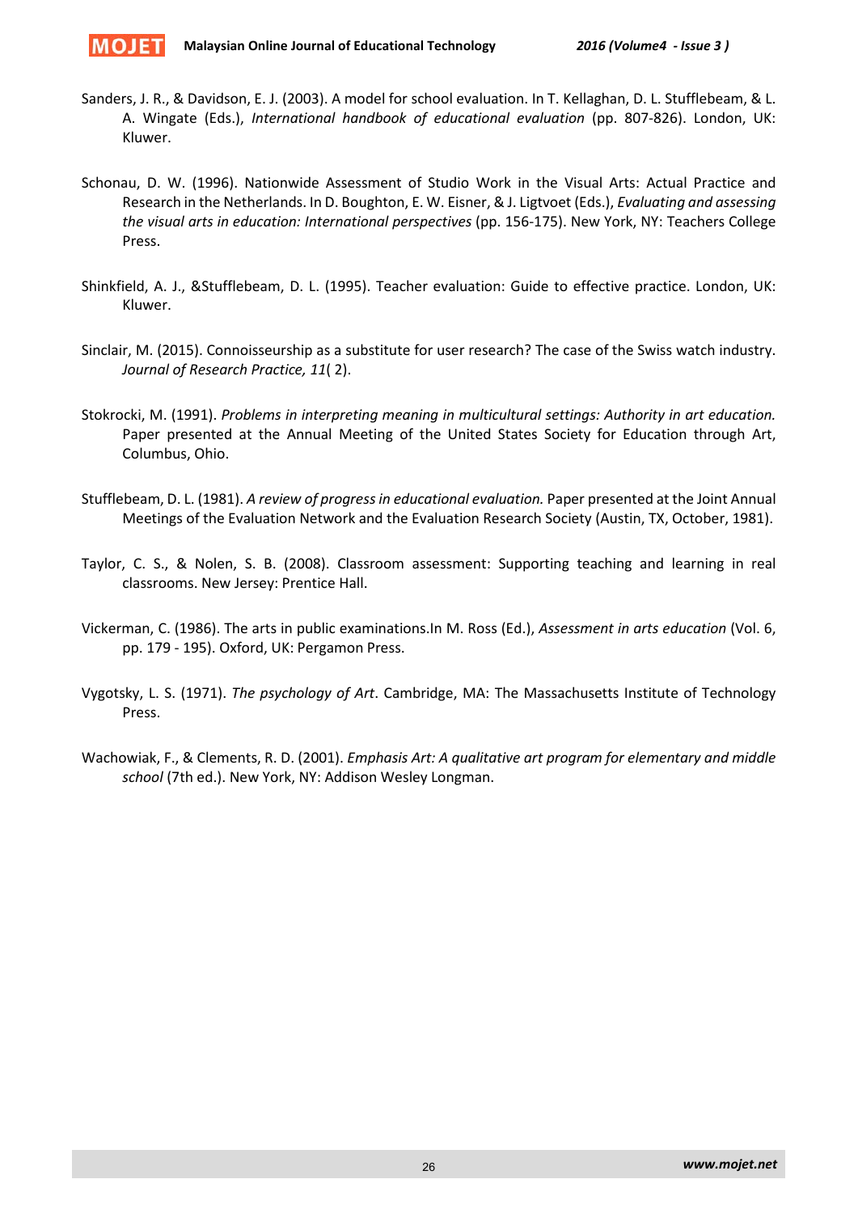Sanders, J. R., & Davidson, E. J. (2003). A model for school evaluation. In T. Kellaghan, D. L. Stufflebeam, & L. A. Wingate (Eds.), *International handbook of educational evaluation* (pp. 807-826). London, UK: Kluwer.

Schonau, D. W. (1996). Nationwide Assessment of Studio Work in the Visual Arts: Actual Practice and Research in the Netherlands. In D. Boughton, E. W. Eisner, & J. Ligtvoet (Eds.), *Evaluating and assessing the visual arts in education: International perspectives* (pp. 156-175). New York, NY: Teachers College Press.

Shinkfield, A. J., &Stufflebeam, D. L. (1995). Teacher evaluation: Guide to effective practice. London, UK: Kluwer.

Sinclair, M. (2015). Connoisseurship as a substitute for user research? The case of the Swiss watch industry. *Journal of Research Practice, 11*( 2).

Stokrocki, M. (1991). *Problems in interpreting meaning in multicultural settings: Authority in art education.* Paper presented at the Annual Meeting of the United States Society for Education through Art, Columbus, Ohio.

Stufflebeam, D. L. (1981). *A review of progress in educational evaluation.* Paper presented at the Joint Annual Meetings of the Evaluation Network and the Evaluation Research Society (Austin, TX, October, 1981).

Taylor, C. S., & Nolen, S. B. (2008). Classroom assessment: Supporting teaching and learning in real classrooms. New Jersey: Prentice Hall.

Vickerman, C. (1986). The arts in public examinations.In M. Ross (Ed.), *Assessment in arts education* (Vol. 6, pp. 179 - 195). Oxford, UK: Pergamon Press.

Vygotsky, L. S. (1971). *The psychology of Art*. Cambridge, MA: The Massachusetts Institute of Technology Press.

Wachowiak, F., & Clements, R. D. (2001). *Emphasis Art: A qualitative art program for elementary and middle school* (7th ed.). New York, NY: Addison Wesley Longman.